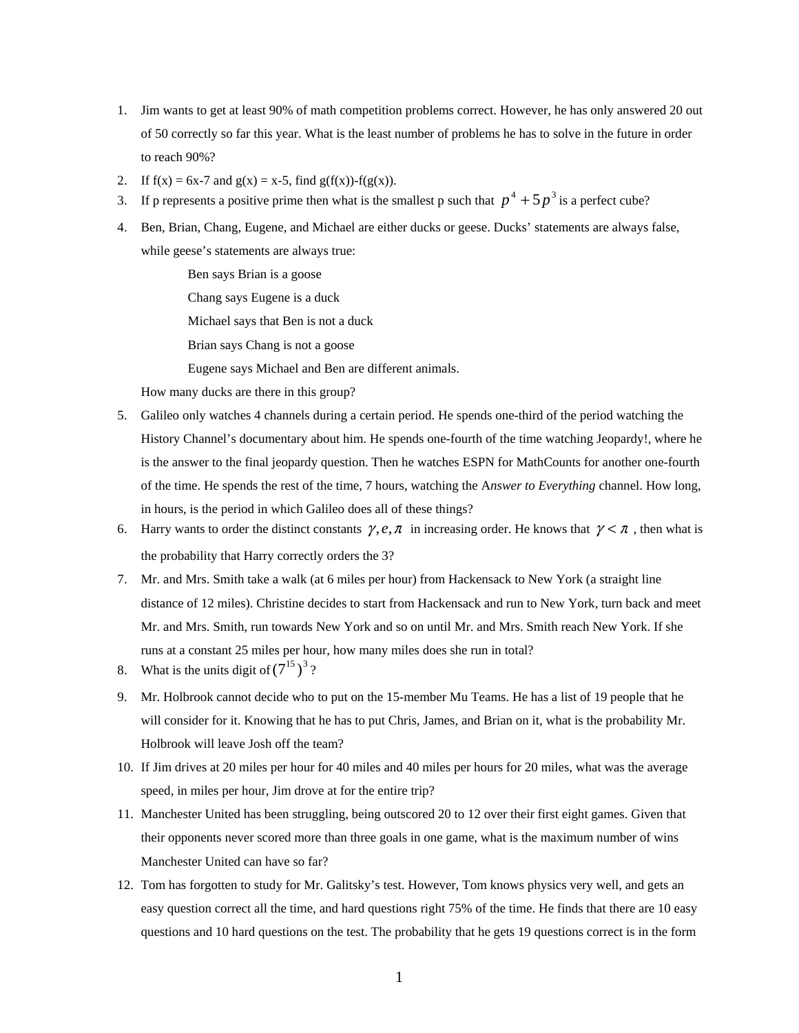1. Jim wants to get at least 90% of math competition problems correct. However, he has only answered 20 out of 50 correctly so far this year. What is the least number of problems he has to solve in the future in order to reach 90%?
2. If f(x) = 6x-7 and g(x) = x-5, find g(f(x))-f(g(x)).
3. If p represents a positive prime then what is the smallest p such that $p^4 + 5p^3$ is a perfect cube?
4. Ben, Brian, Chang, Eugene, and Michael are either ducks or geese. Ducks' statements are always false, while geese's statements are always true:

   Ben says Brian is a goose

   Chang says Eugene is a duck

   Michael says that Ben is not a duck

   Brian says Chang is not a goose

   Eugene says Michael and Ben are different animals.

   How many ducks are there in this group?
5. Galileo only watches 4 channels during a certain period. He spends one-third of the period watching the History Channel's documentary about him. He spends one-fourth of the time watching Jeopardy!, where he is the answer to the final jeopardy question. Then he watches ESPN for MathCounts for another one-fourth of the time. He spends the rest of the time, 7 hours, watching the A*nswer to Everything* channel. How long, in hours, is the period in which Galileo does all of these things?
6. Harry wants to order the distinct constants $\gamma, e, \pi$ in increasing order. He knows that $\gamma < \pi$, then what is the probability that Harry correctly orders the 3?
7. Mr. and Mrs. Smith take a walk (at 6 miles per hour) from Hackensack to New York (a straight line distance of 12 miles). Christine decides to start from Hackensack and run to New York, turn back and meet Mr. and Mrs. Smith, run towards New York and so on until Mr. and Mrs. Smith reach New York. If she runs at a constant 25 miles per hour, how many miles does she run in total?
8. What is the units digit of $(7^{15})^3$?
9. Mr. Holbrook cannot decide who to put on the 15-member Mu Teams. He has a list of 19 people that he will consider for it. Knowing that he has to put Chris, James, and Brian on it, what is the probability Mr. Holbrook will leave Josh off the team?
10. If Jim drives at 20 miles per hour for 40 miles and 40 miles per hours for 20 miles, what was the average speed, in miles per hour, Jim drove at for the entire trip?
11. Manchester United has been struggling, being outscored 20 to 12 over their first eight games. Given that their opponents never scored more than three goals in one game, what is the maximum number of wins Manchester United can have so far?
12. Tom has forgotten to study for Mr. Galitsky's test. However, Tom knows physics very well, and gets an easy question correct all the time, and hard questions right 75% of the time. He finds that there are 10 easy questions and 10 hard questions on the test. The probability that he gets 19 questions correct is in the form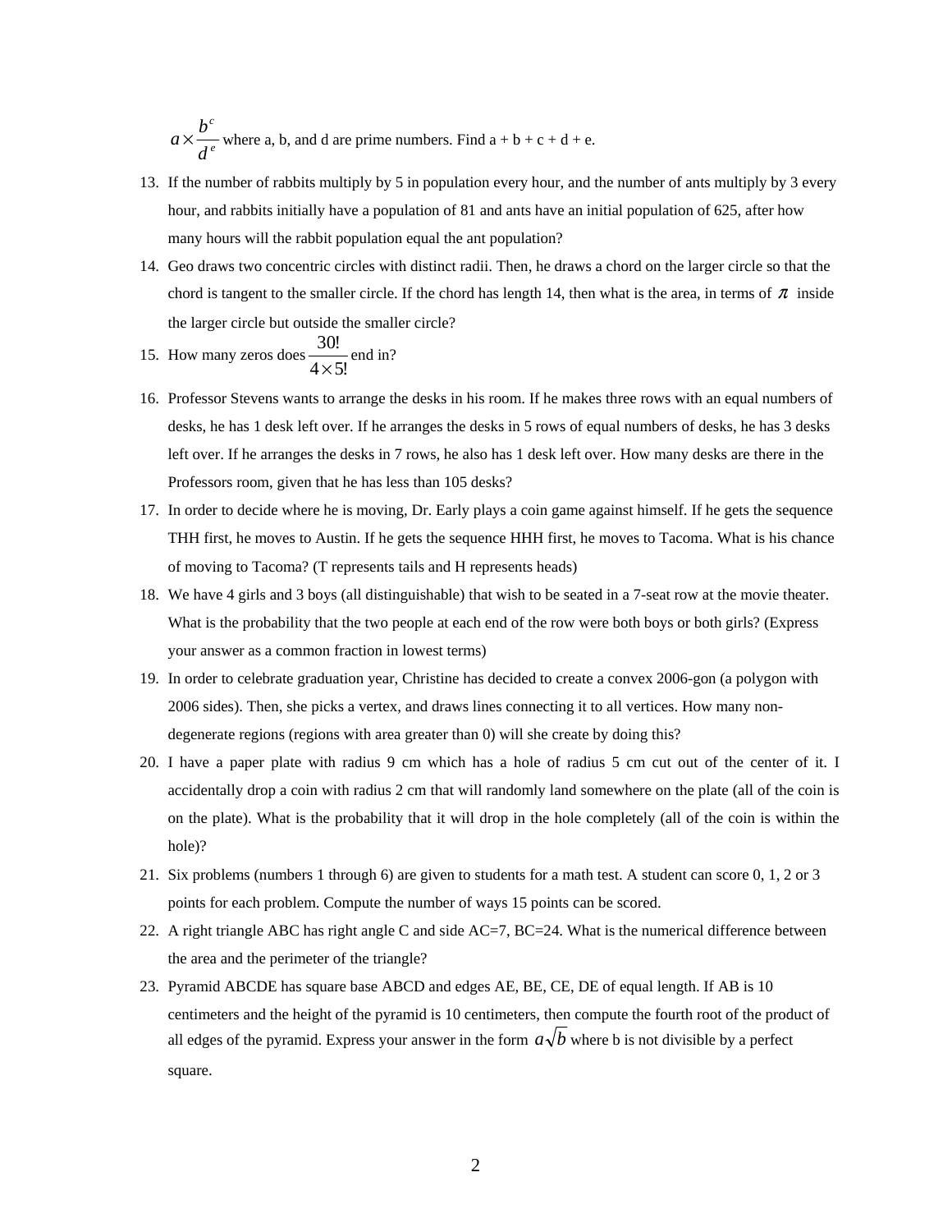$a \times \dfrac{b^c}{d^e}$ where a, b, and d are prime numbers. Find a + b + c + d + e.

13. If the number of rabbits multiply by 5 in population every hour, and the number of ants multiply by 3 every hour, and rabbits initially have a population of 81 and ants have an initial population of 625, after how many hours will the rabbit population equal the ant population?

14. Geo draws two concentric circles with distinct radii. Then, he draws a chord on the larger circle so that the chord is tangent to the smaller circle. If the chord has length 14, then what is the area, in terms of $\pi$ inside the larger circle but outside the smaller circle?

15. How many zeros does $\dfrac{30!}{4 \times 5!}$ end in?

16. Professor Stevens wants to arrange the desks in his room. If he makes three rows with an equal numbers of desks, he has 1 desk left over. If he arranges the desks in 5 rows of equal numbers of desks, he has 3 desks left over. If he arranges the desks in 7 rows, he also has 1 desk left over. How many desks are there in the Professors room, given that he has less than 105 desks?

17. In order to decide where he is moving, Dr. Early plays a coin game against himself. If he gets the sequence THH first, he moves to Austin. If he gets the sequence HHH first, he moves to Tacoma. What is his chance of moving to Tacoma? (T represents tails and H represents heads)

18. We have 4 girls and 3 boys (all distinguishable) that wish to be seated in a 7-seat row at the movie theater. What is the probability that the two people at each end of the row were both boys or both girls? (Express your answer as a common fraction in lowest terms)

19. In order to celebrate graduation year, Christine has decided to create a convex 2006-gon (a polygon with 2006 sides). Then, she picks a vertex, and draws lines connecting it to all vertices. How many non-degenerate regions (regions with area greater than 0) will she create by doing this?

20. I have a paper plate with radius 9 cm which has a hole of radius 5 cm cut out of the center of it. I accidentally drop a coin with radius 2 cm that will randomly land somewhere on the plate (all of the coin is on the plate). What is the probability that it will drop in the hole completely (all of the coin is within the hole)?

21. Six problems (numbers 1 through 6) are given to students for a math test. A student can score 0, 1, 2 or 3 points for each problem. Compute the number of ways 15 points can be scored.

22. A right triangle ABC has right angle C and side AC=7, BC=24. What is the numerical difference between the area and the perimeter of the triangle?

23. Pyramid ABCDE has square base ABCD and edges AE, BE, CE, DE of equal length. If AB is 10 centimeters and the height of the pyramid is 10 centimeters, then compute the fourth root of the product of all edges of the pyramid. Express your answer in the form $a\sqrt{b}$ where b is not divisible by a perfect square.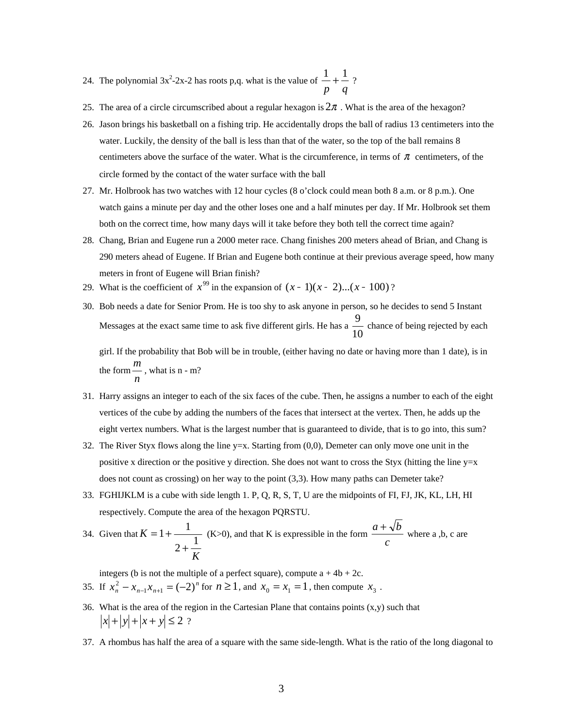24. The polynomial $3x^2$-2x-2 has roots p,q. what is the value of $\frac{1}{p}+\frac{1}{q}$ ?
25. The area of a circle circumscribed about a regular hexagon is $2\pi$ . What is the area of the hexagon?
26. Jason brings his basketball on a fishing trip. He accidentally drops the ball of radius 13 centimeters into the water. Luckily, the density of the ball is less than that of the water, so the top of the ball remains 8 centimeters above the surface of the water. What is the circumference, in terms of $\pi$ centimeters, of the circle formed by the contact of the water surface with the ball
27. Mr. Holbrook has two watches with 12 hour cycles (8 o'clock could mean both 8 a.m. or 8 p.m.). One watch gains a minute per day and the other loses one and a half minutes per day. If Mr. Holbrook set them both on the correct time, how many days will it take before they both tell the correct time again?
28. Chang, Brian and Eugene run a 2000 meter race. Chang finishes 200 meters ahead of Brian, and Chang is 290 meters ahead of Eugene. If Brian and Eugene both continue at their previous average speed, how many meters in front of Eugene will Brian finish?
29. What is the coefficient of $x^{99}$ in the expansion of $(x-1)(x-2)...(x-100)$ ?
30. Bob needs a date for Senior Prom. He is too shy to ask anyone in person, so he decides to send 5 Instant Messages at the exact same time to ask five different girls. He has a $\frac{9}{10}$ chance of being rejected by each girl. If the probability that Bob will be in trouble, (either having no date or having more than 1 date), is in the form $\frac{m}{n}$ , what is n - m?
31. Harry assigns an integer to each of the six faces of the cube. Then, he assigns a number to each of the eight vertices of the cube by adding the numbers of the faces that intersect at the vertex. Then, he adds up the eight vertex numbers. What is the largest number that is guaranteed to divide, that is to go into, this sum?
32. The River Styx flows along the line y=x. Starting from (0,0), Demeter can only move one unit in the positive x direction or the positive y direction. She does not want to cross the Styx (hitting the line y=x does not count as crossing) on her way to the point (3,3). How many paths can Demeter take?
33. FGHIJKLM is a cube with side length 1. P, Q, R, S, T, U are the midpoints of FI, FJ, JK, KL, LH, HI respectively. Compute the area of the hexagon PQRSTU.
34. Given that $K=1+\cfrac{1}{2+\cfrac{1}{K}}$ (K>0), and that K is expressible in the form $\frac{a+\sqrt{b}}{c}$ where a ,b, c are integers (b is not the multiple of a perfect square), compute a + 4b + 2c.
35. If $x_n^2 - x_{n-1}x_{n+1} = (-2)^n$ for $n \geq 1$, and $x_0 = x_1 = 1$, then compute $x_3$ .
36. What is the area of the region in the Cartesian Plane that contains points (x,y) such that $|x|+|y|+|x+y| \leq 2$ ?
37. A rhombus has half the area of a square with the same side-length. What is the ratio of the long diagonal to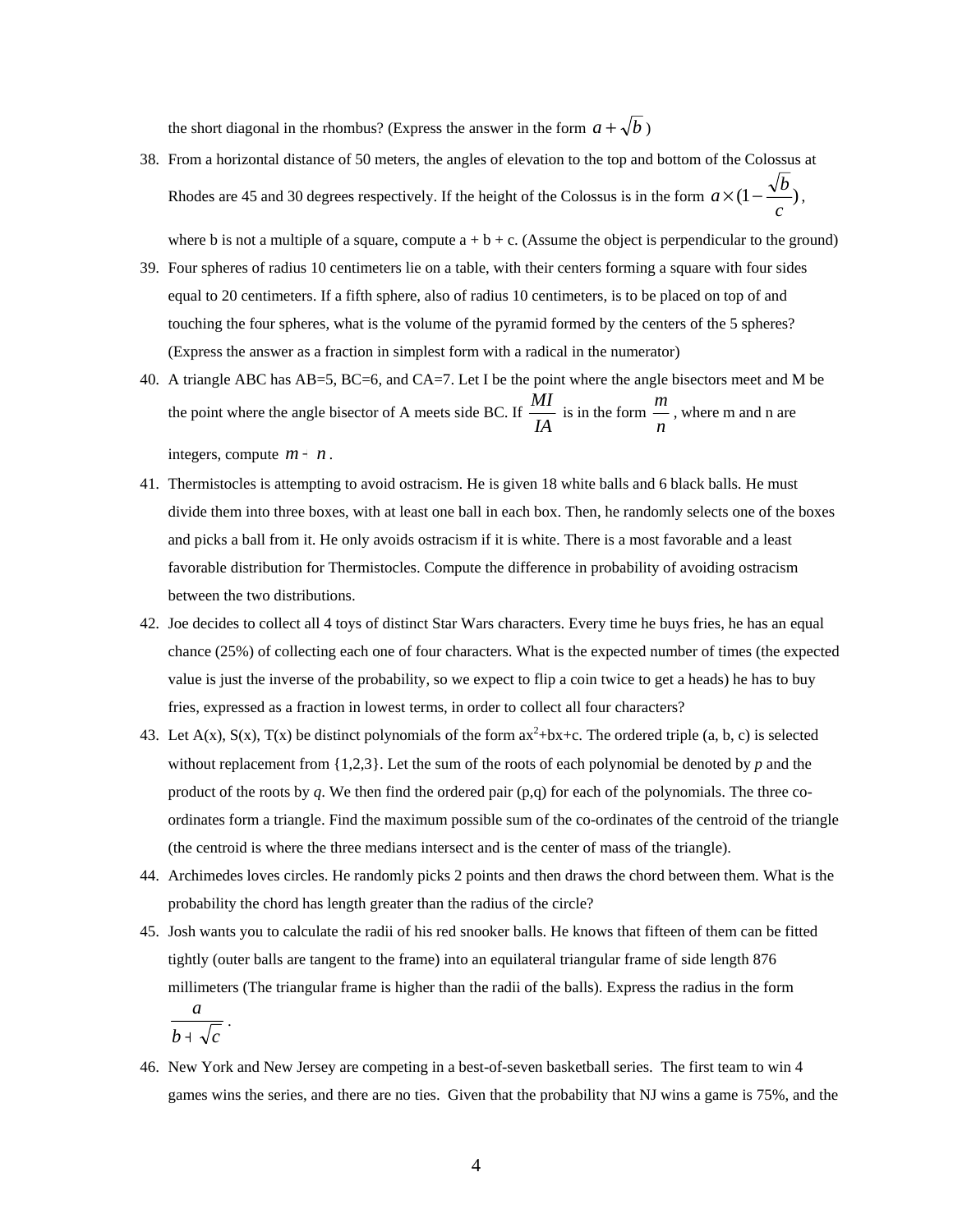the short diagonal in the rhombus? (Express the answer in the form $a + \sqrt{b}$ )

38. From a horizontal distance of 50 meters, the angles of elevation to the top and bottom of the Colossus at Rhodes are 45 and 30 degrees respectively. If the height of the Colossus is in the form $a \times (1 - \frac{\sqrt{b}}{c})$, where b is not a multiple of a square, compute a + b + c. (Assume the object is perpendicular to the ground)

39. Four spheres of radius 10 centimeters lie on a table, with their centers forming a square with four sides equal to 20 centimeters. If a fifth sphere, also of radius 10 centimeters, is to be placed on top of and touching the four spheres, what is the volume of the pyramid formed by the centers of the 5 spheres? (Express the answer as a fraction in simplest form with a radical in the numerator)

40. A triangle ABC has AB=5, BC=6, and CA=7. Let I be the point where the angle bisectors meet and M be the point where the angle bisector of A meets side BC. If $\frac{MI}{IA}$ is in the form $\frac{m}{n}$, where m and n are integers, compute $m - n$.

41. Thermistocles is attempting to avoid ostracism. He is given 18 white balls and 6 black balls. He must divide them into three boxes, with at least one ball in each box. Then, he randomly selects one of the boxes and picks a ball from it. He only avoids ostracism if it is white. There is a most favorable and a least favorable distribution for Thermistocles. Compute the difference in probability of avoiding ostracism between the two distributions.

42. Joe decides to collect all 4 toys of distinct Star Wars characters. Every time he buys fries, he has an equal chance (25%) of collecting each one of four characters. What is the expected number of times (the expected value is just the inverse of the probability, so we expect to flip a coin twice to get a heads) he has to buy fries, expressed as a fraction in lowest terms, in order to collect all four characters?

43. Let A(x), S(x), T(x) be distinct polynomials of the form $ax^2+bx+c$. The ordered triple (a, b, c) is selected without replacement from {1,2,3}. Let the sum of the roots of each polynomial be denoted by *p* and the product of the roots by *q*. We then find the ordered pair (p,q) for each of the polynomials. The three co-ordinates form a triangle. Find the maximum possible sum of the co-ordinates of the centroid of the triangle (the centroid is where the three medians intersect and is the center of mass of the triangle).

44. Archimedes loves circles. He randomly picks 2 points and then draws the chord between them. What is the probability the chord has length greater than the radius of the circle?

45. Josh wants you to calculate the radii of his red snooker balls. He knows that fifteen of them can be fitted tightly (outer balls are tangent to the frame) into an equilateral triangular frame of side length 876 millimeters (The triangular frame is higher than the radii of the balls). Express the radius in the form $\frac{a}{b + \sqrt{c}}$.

46. New York and New Jersey are competing in a best-of-seven basketball series. The first team to win 4 games wins the series, and there are no ties. Given that the probability that NJ wins a game is 75%, and the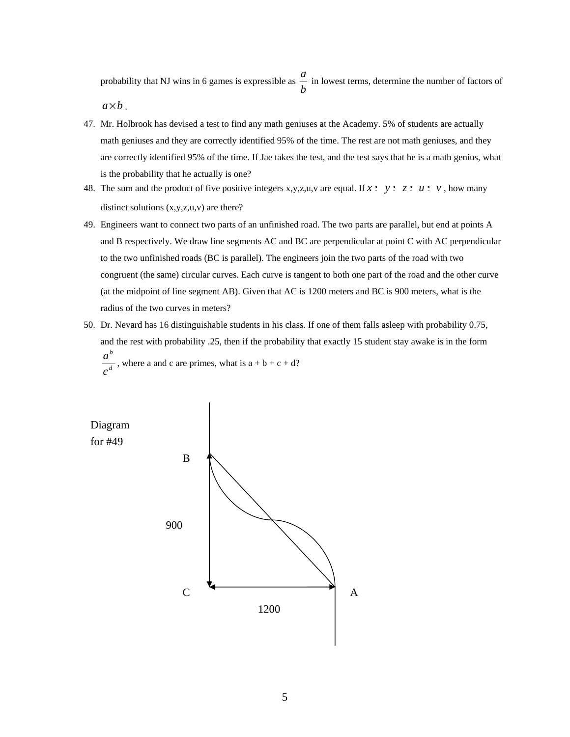probability that NJ wins in 6 games is expressible as $\frac{a}{b}$ in lowest terms, determine the number of factors of $a \times b$.

47. Mr. Holbrook has devised a test to find any math geniuses at the Academy. 5% of students are actually math geniuses and they are correctly identified 95% of the time. The rest are not math geniuses, and they are correctly identified 95% of the time. If Jae takes the test, and the test says that he is a math genius, what is the probability that he actually is one?
48. The sum and the product of five positive integers x,y,z,u,v are equal. If $x \le y \le z \le u \le v$, how many distinct solutions (x,y,z,u,v) are there?
49. Engineers want to connect two parts of an unfinished road. The two parts are parallel, but end at points A and B respectively. We draw line segments AC and BC are perpendicular at point C with AC perpendicular to the two unfinished roads (BC is parallel). The engineers join the two parts of the road with two congruent (the same) circular curves. Each curve is tangent to both one part of the road and the other curve (at the midpoint of line segment AB). Given that AC is 1200 meters and BC is 900 meters, what is the radius of the two curves in meters?
50. Dr. Nevard has 16 distinguishable students in his class. If one of them falls asleep with probability 0.75, and the rest with probability .25, then if the probability that exactly 15 student stay awake is in the form $\frac{a^b}{c^d}$, where a and c are primes, what is a + b + c + d?

Diagram for #49

B

900

C

A

1200